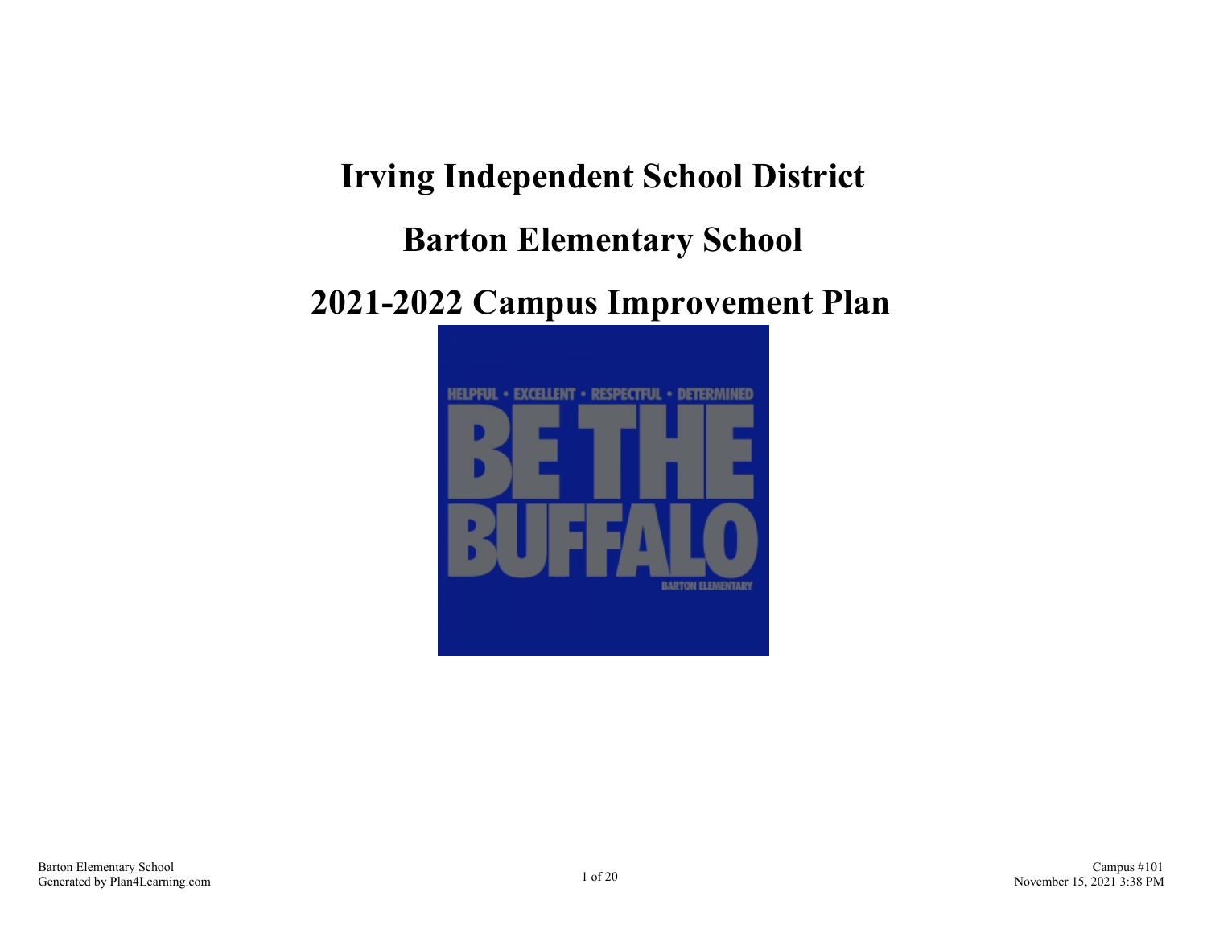# Irving Independent School District

# Barton Elementary School

# 2021-2022 Campus Improvement Plan

HELPFUL • EXCELLENT • RESPECTFUL • DETERMINED

BE THE BUFFALO

BARTON ELEMENTARY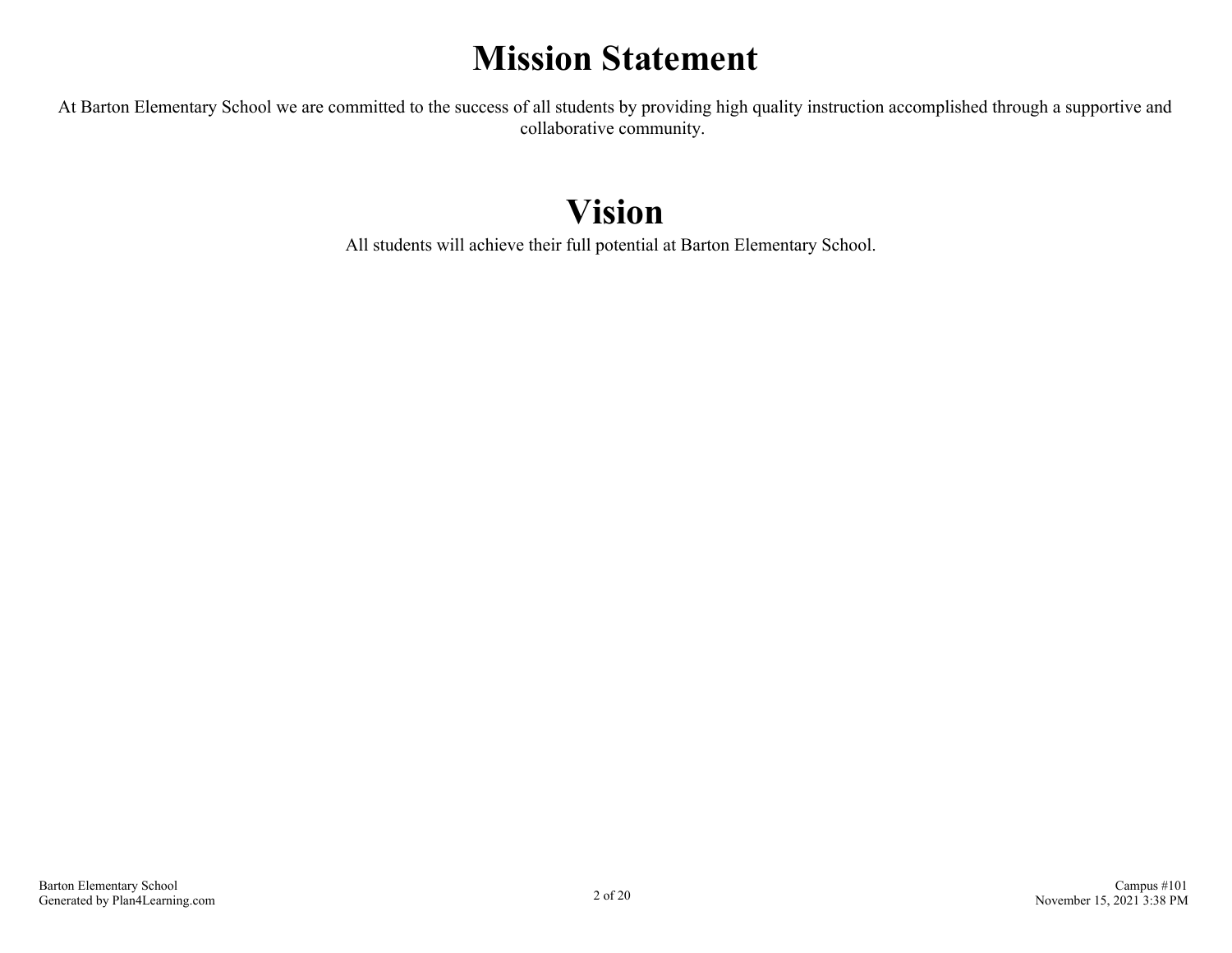# Mission Statement

At Barton Elementary School we are committed to the success of all students by providing high quality instruction accomplished through a supportive and collaborative community.

# Vision

All students will achieve their full potential at Barton Elementary School.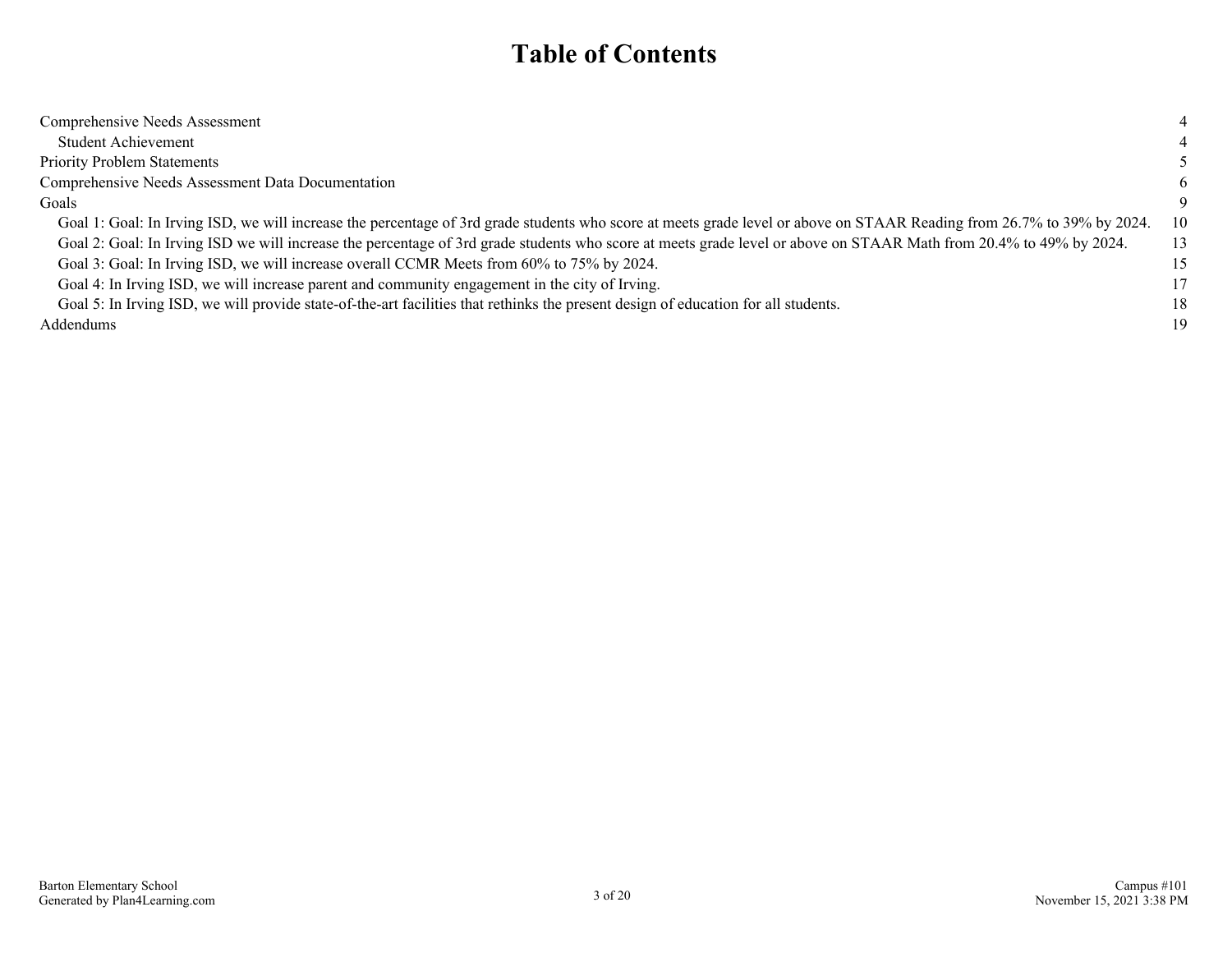# Table of Contents

| | |
|---|---|
| Comprehensive Needs Assessment | 4 |
| Student Achievement | 4 |
| Priority Problem Statements | 5 |
| Comprehensive Needs Assessment Data Documentation | 6 |
| Goals | 9 |
| Goal 1: Goal: In Irving ISD, we will increase the percentage of 3rd grade students who score at meets grade level or above on STAAR Reading from 26.7% to 39% by 2024. | 10 |
| Goal 2: Goal: In Irving ISD we will increase the percentage of 3rd grade students who score at meets grade level or above on STAAR Math from 20.4% to 49% by 2024. | 13 |
| Goal 3: Goal: In Irving ISD, we will increase overall CCMR Meets from 60% to 75% by 2024. | 15 |
| Goal 4: In Irving ISD, we will increase parent and community engagement in the city of Irving. | 17 |
| Goal 5: In Irving ISD, we will provide state-of-the-art facilities that rethinks the present design of education for all students. | 18 |
| Addendums | 19 |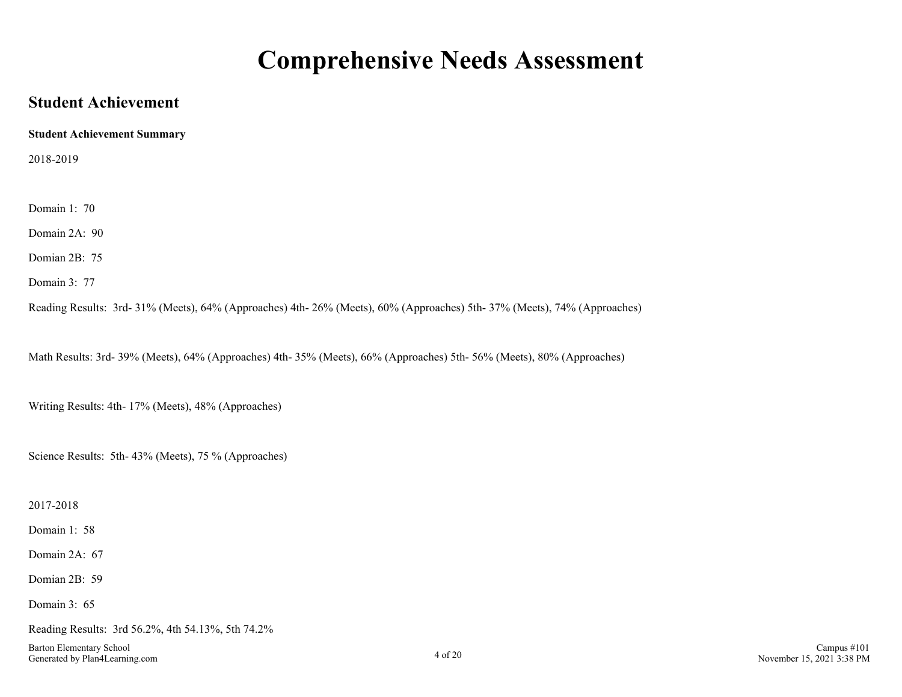# Comprehensive Needs Assessment

## Student Achievement

**Student Achievement Summary**

2018-2019

Domain 1: 70

Domain 2A: 90

Domian 2B: 75

Domain 3: 77

Reading Results: 3rd- 31% (Meets), 64% (Approaches) 4th- 26% (Meets), 60% (Approaches) 5th- 37% (Meets), 74% (Approaches)

Math Results: 3rd- 39% (Meets), 64% (Approaches) 4th- 35% (Meets), 66% (Approaches) 5th- 56% (Meets), 80% (Approaches)

Writing Results: 4th- 17% (Meets), 48% (Approaches)

Science Results: 5th- 43% (Meets), 75 % (Approaches)

2017-2018

Domain 1: 58

Domain 2A: 67

Domian 2B: 59

Domain 3: 65

Reading Results: 3rd 56.2%, 4th 54.13%, 5th 74.2%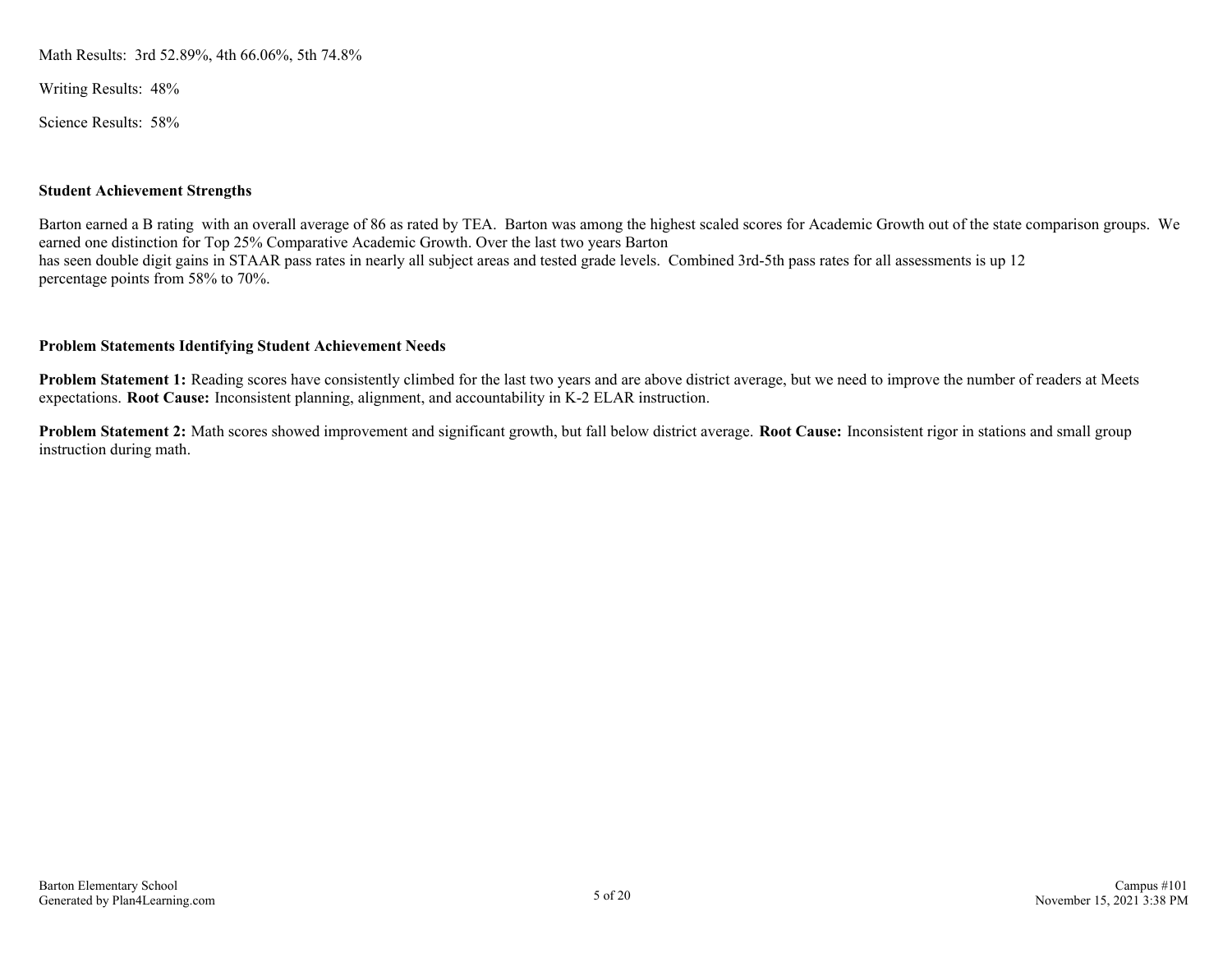Math Results: 3rd 52.89%, 4th 66.06%, 5th 74.8%

Writing Results: 48%

Science Results: 58%

**Student Achievement Strengths**

Barton earned a B rating with an overall average of 86 as rated by TEA. Barton was among the highest scaled scores for Academic Growth out of the state comparison groups. We earned one distinction for Top 25% Comparative Academic Growth. Over the last two years Barton has seen double digit gains in STAAR pass rates in nearly all subject areas and tested grade levels. Combined 3rd-5th pass rates for all assessments is up 12 percentage points from 58% to 70%.

**Problem Statements Identifying Student Achievement Needs**

**Problem Statement 1:** Reading scores have consistently climbed for the last two years and are above district average, but we need to improve the number of readers at Meets expectations. **Root Cause:** Inconsistent planning, alignment, and accountability in K-2 ELAR instruction.

**Problem Statement 2:** Math scores showed improvement and significant growth, but fall below district average. **Root Cause:** Inconsistent rigor in stations and small group instruction during math.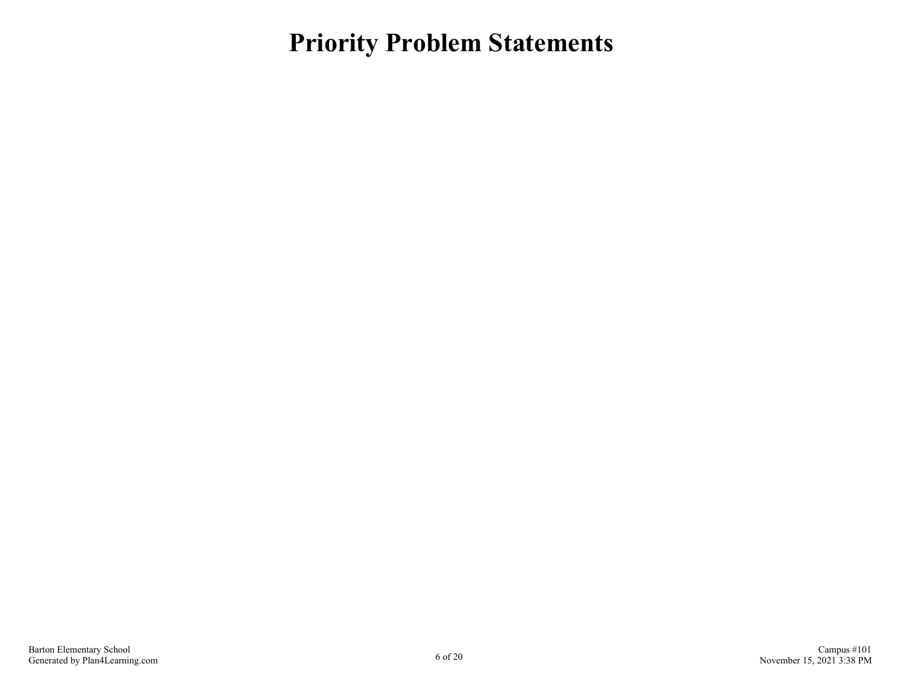# Priority Problem Statements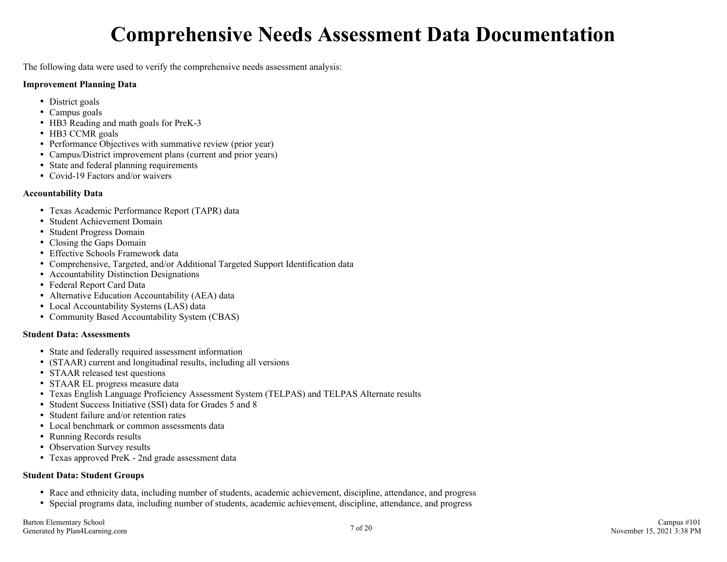# Comprehensive Needs Assessment Data Documentation

The following data were used to verify the comprehensive needs assessment analysis:

**Improvement Planning Data**

- District goals
- Campus goals
- HB3 Reading and math goals for PreK-3
- HB3 CCMR goals
- Performance Objectives with summative review (prior year)
- Campus/District improvement plans (current and prior years)
- State and federal planning requirements
- Covid-19 Factors and/or waivers

**Accountability Data**

- Texas Academic Performance Report (TAPR) data
- Student Achievement Domain
- Student Progress Domain
- Closing the Gaps Domain
- Effective Schools Framework data
- Comprehensive, Targeted, and/or Additional Targeted Support Identification data
- Accountability Distinction Designations
- Federal Report Card Data
- Alternative Education Accountability (AEA) data
- Local Accountability Systems (LAS) data
- Community Based Accountability System (CBAS)

**Student Data: Assessments**

- State and federally required assessment information
- (STAAR) current and longitudinal results, including all versions
- STAAR released test questions
- STAAR EL progress measure data
- Texas English Language Proficiency Assessment System (TELPAS) and TELPAS Alternate results
- Student Success Initiative (SSI) data for Grades 5 and 8
- Student failure and/or retention rates
- Local benchmark or common assessments data
- Running Records results
- Observation Survey results
- Texas approved PreK - 2nd grade assessment data

**Student Data: Student Groups**

- Race and ethnicity data, including number of students, academic achievement, discipline, attendance, and progress
- Special programs data, including number of students, academic achievement, discipline, attendance, and progress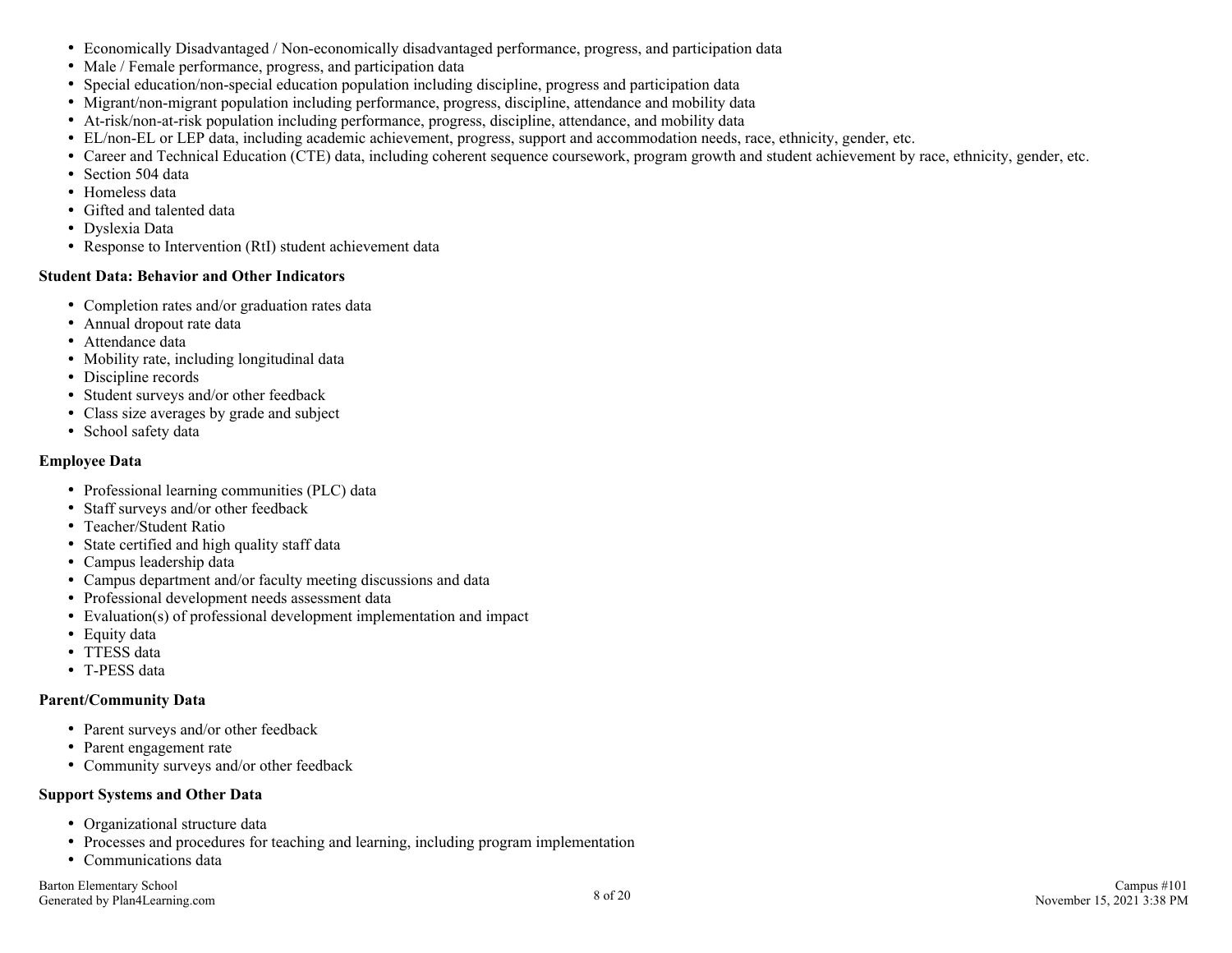- Economically Disadvantaged / Non-economically disadvantaged performance, progress, and participation data
- Male / Female performance, progress, and participation data
- Special education/non-special education population including discipline, progress and participation data
- Migrant/non-migrant population including performance, progress, discipline, attendance and mobility data
- At-risk/non-at-risk population including performance, progress, discipline, attendance, and mobility data
- EL/non-EL or LEP data, including academic achievement, progress, support and accommodation needs, race, ethnicity, gender, etc.
- Career and Technical Education (CTE) data, including coherent sequence coursework, program growth and student achievement by race, ethnicity, gender, etc.
- Section 504 data
- Homeless data
- Gifted and talented data
- Dyslexia Data
- Response to Intervention (RtI) student achievement data

**Student Data: Behavior and Other Indicators**

- Completion rates and/or graduation rates data
- Annual dropout rate data
- Attendance data
- Mobility rate, including longitudinal data
- Discipline records
- Student surveys and/or other feedback
- Class size averages by grade and subject
- School safety data

**Employee Data**

- Professional learning communities (PLC) data
- Staff surveys and/or other feedback
- Teacher/Student Ratio
- State certified and high quality staff data
- Campus leadership data
- Campus department and/or faculty meeting discussions and data
- Professional development needs assessment data
- Evaluation(s) of professional development implementation and impact
- Equity data
- TTESS data
- T-PESS data

**Parent/Community Data**

- Parent surveys and/or other feedback
- Parent engagement rate
- Community surveys and/or other feedback

**Support Systems and Other Data**

- Organizational structure data
- Processes and procedures for teaching and learning, including program implementation
- Communications data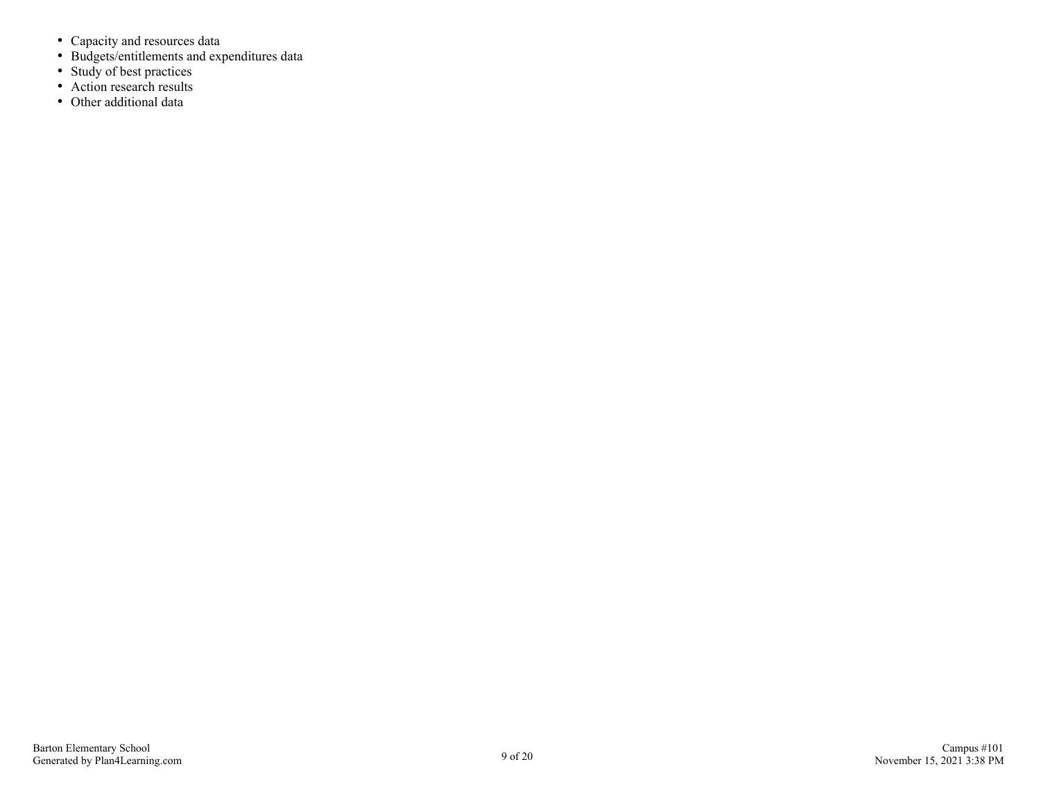- Capacity and resources data
- Budgets/entitlements and expenditures data
- Study of best practices
- Action research results
- Other additional data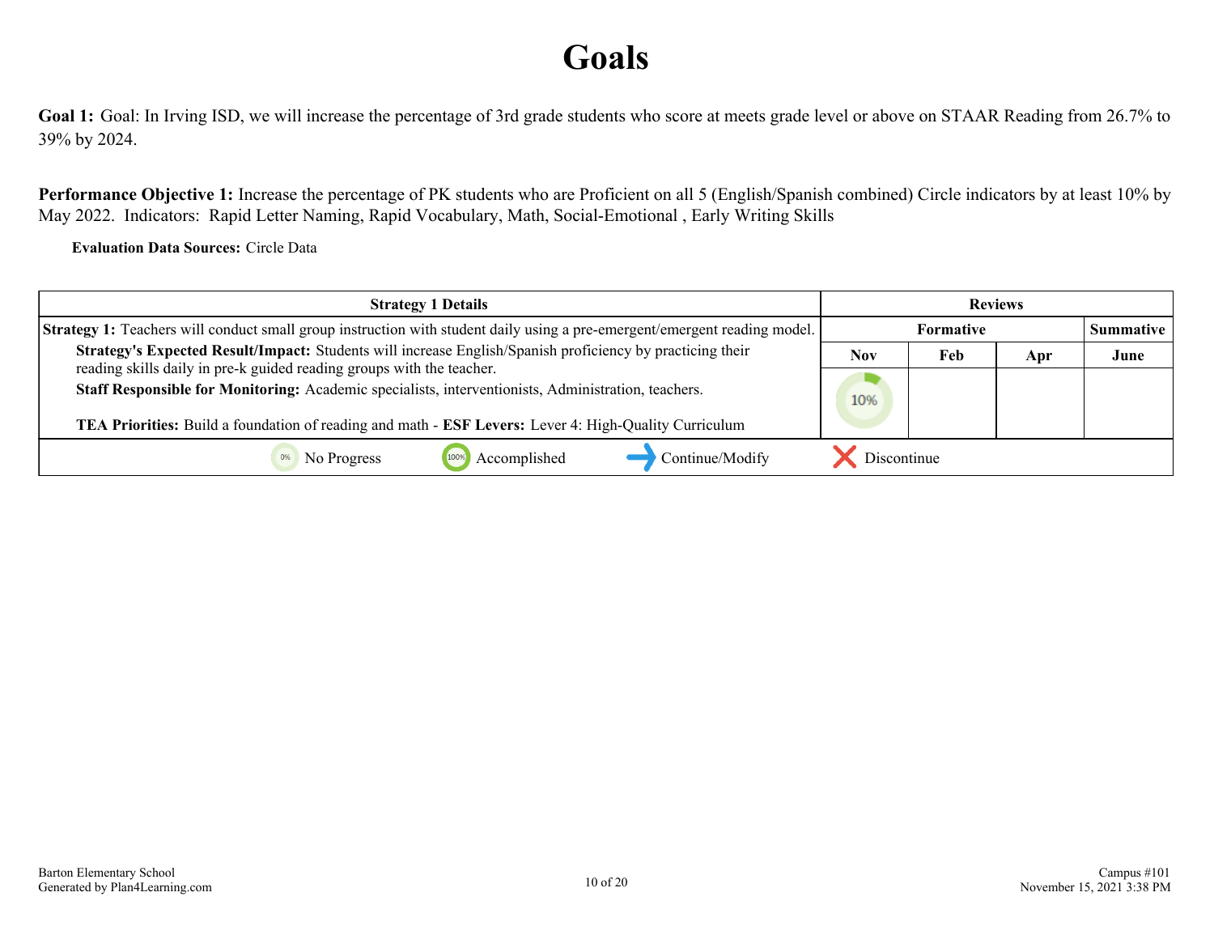# Goals

**Goal 1:** Goal: In Irving ISD, we will increase the percentage of 3rd grade students who score at meets grade level or above on STAAR Reading from 26.7% to 39% by 2024.

**Performance Objective 1:** Increase the percentage of PK students who are Proficient on all 5 (English/Spanish combined) Circle indicators by at least 10% by May 2022. Indicators: Rapid Letter Naming, Rapid Vocabulary, Math, Social-Emotional , Early Writing Skills

**Evaluation Data Sources:** Circle Data

| Strategy 1 Details | Reviews | | | |
|---|---|---|---|---|
| **Strategy 1:** Teachers will conduct small group instruction with student daily using a pre-emergent/emergent reading model. | Formative | | | Summative |
| **Strategy's Expected Result/Impact:** Students will increase English/Spanish proficiency by practicing their reading skills daily in pre-k guided reading groups with the teacher. **Staff Responsible for Monitoring:** Academic specialists, interventionists, Administration, teachers. **TEA Priorities:** Build a foundation of reading and math - **ESF Levers:** Lever 4: High-Quality Curriculum | Nov | Feb | Apr | June |
| | 10% | | | |

0% No Progress | 100% Accomplished | Continue/Modify | Discontinue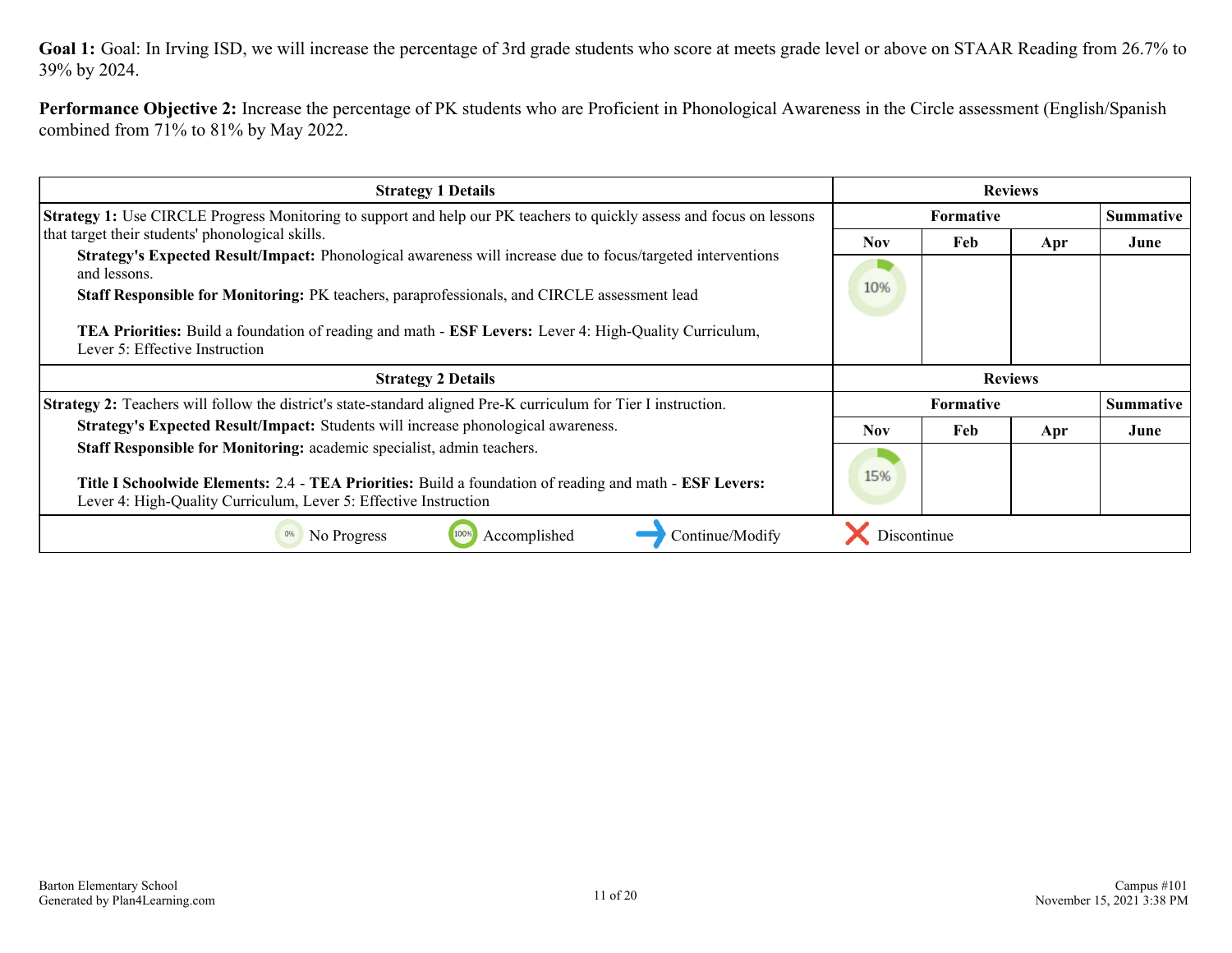**Goal 1:** Goal: In Irving ISD, we will increase the percentage of 3rd grade students who score at meets grade level or above on STAAR Reading from 26.7% to 39% by 2024.

**Performance Objective 2:** Increase the percentage of PK students who are Proficient in Phonological Awareness in the Circle assessment (English/Spanish combined from 71% to 81% by May 2022.

| Strategy 1 Details | Reviews | | | |
|---|---|---|---|---|
| | Formative | | | Summative |
| | Nov | Feb | Apr | June |
| **Strategy 1:** Use CIRCLE Progress Monitoring to support and help our PK teachers to quickly assess and focus on lessons that target their students' phonological skills.<br>**Strategy's Expected Result/Impact:** Phonological awareness will increase due to focus/targeted interventions and lessons.<br>**Staff Responsible for Monitoring:** PK teachers, paraprofessionals, and CIRCLE assessment lead<br>**TEA Priorities:** Build a foundation of reading and math - **ESF Levers:** Lever 4: High-Quality Curriculum, Lever 5: Effective Instruction | 10% | | | |

| Strategy 2 Details | Reviews | | | |
|---|---|---|---|---|
| | Formative | | | Summative |
| | Nov | Feb | Apr | June |
| **Strategy 2:** Teachers will follow the district's state-standard aligned Pre-K curriculum for Tier I instruction.<br>**Strategy's Expected Result/Impact:** Students will increase phonological awareness.<br>**Staff Responsible for Monitoring:** academic specialist, admin teachers.<br>**Title I Schoolwide Elements:** 2.4 - **TEA Priorities:** Build a foundation of reading and math - **ESF Levers:** Lever 4: High-Quality Curriculum, Lever 5: Effective Instruction | 15% | | | |

0% No Progress | 100% Accomplished | → Continue/Modify | ✗ Discontinue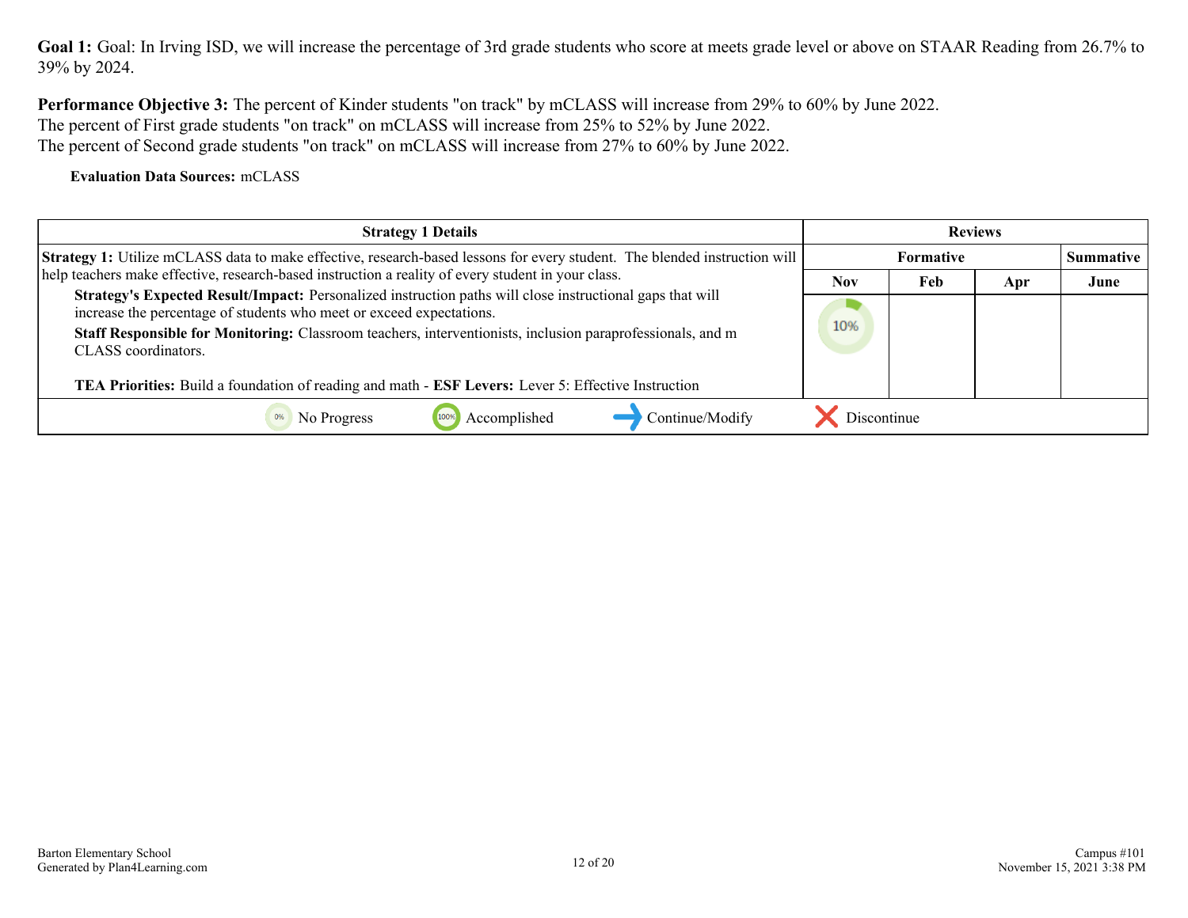**Goal 1:** Goal: In Irving ISD, we will increase the percentage of 3rd grade students who score at meets grade level or above on STAAR Reading from 26.7% to 39% by 2024.

**Performance Objective 3:** The percent of Kinder students "on track" by mCLASS will increase from 29% to 60% by June 2022.
The percent of First grade students "on track" on mCLASS will increase from 25% to 52% by June 2022.
The percent of Second grade students "on track" on mCLASS will increase from 27% to 60% by June 2022.

**Evaluation Data Sources:** mCLASS

| Strategy 1 Details | Reviews | | | |
|---|---|---|---|---|
| | Formative | | | Summative |
| | Nov | Feb | Apr | June |
| **Strategy 1:** Utilize mCLASS data to make effective, research-based lessons for every student. The blended instruction will help teachers make effective, research-based instruction a reality of every student in your class.<br>**Strategy's Expected Result/Impact:** Personalized instruction paths will close instructional gaps that will increase the percentage of students who meet or exceed expectations.<br>**Staff Responsible for Monitoring:** Classroom teachers, interventionists, inclusion paraprofessionals, and m CLASS coordinators.<br><br>**TEA Priorities:** Build a foundation of reading and math - **ESF Levers:** Lever 5: Effective Instruction | 10% | | | |

0% No Progress | 100% Accomplished | Continue/Modify | Discontinue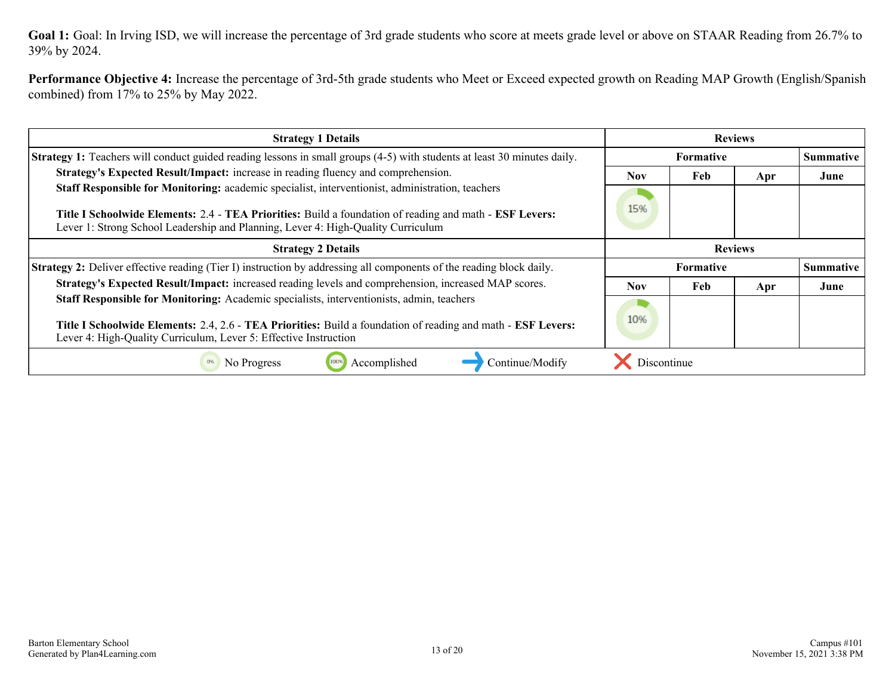**Goal 1:** Goal: In Irving ISD, we will increase the percentage of 3rd grade students who score at meets grade level or above on STAAR Reading from 26.7% to 39% by 2024.

**Performance Objective 4:** Increase the percentage of 3rd-5th grade students who Meet or Exceed expected growth on Reading MAP Growth (English/Spanish combined) from 17% to 25% by May 2022.

| Strategy 1 Details | Reviews | | | |
|---|---|---|---|---|
| | Formative | | | Summative |
| | Nov | Feb | Apr | June |
| **Strategy 1:** Teachers will conduct guided reading lessons in small groups (4-5) with students at least 30 minutes daily.<br>**Strategy's Expected Result/Impact:** increase in reading fluency and comprehension.<br>**Staff Responsible for Monitoring:** academic specialist, interventionist, administration, teachers<br><br>**Title I Schoolwide Elements:** 2.4 - **TEA Priorities:** Build a foundation of reading and math - **ESF Levers:** Lever 1: Strong School Leadership and Planning, Lever 4: High-Quality Curriculum | 15% | | | |

| Strategy 2 Details | Reviews | | | |
|---|---|---|---|---|
| | Formative | | | Summative |
| | Nov | Feb | Apr | June |
| **Strategy 2:** Deliver effective reading (Tier I) instruction by addressing all components of the reading block daily.<br>**Strategy's Expected Result/Impact:** increased reading levels and comprehension, increased MAP scores.<br>**Staff Responsible for Monitoring:** Academic specialists, interventionists, admin, teachers<br><br>**Title I Schoolwide Elements:** 2.4, 2.6 - **TEA Priorities:** Build a foundation of reading and math - **ESF Levers:** Lever 4: High-Quality Curriculum, Lever 5: Effective Instruction | 10% | | | |

0% No Progress | 100% Accomplished | Continue/Modify | Discontinue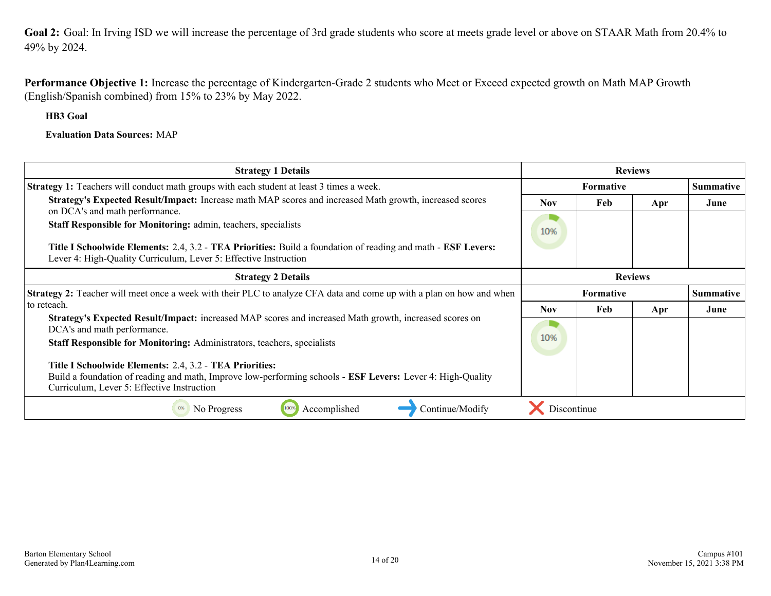**Goal 2:** Goal: In Irving ISD we will increase the percentage of 3rd grade students who score at meets grade level or above on STAAR Math from 20.4% to 49% by 2024.

**Performance Objective 1:** Increase the percentage of Kindergarten-Grade 2 students who Meet or Exceed expected growth on Math MAP Growth (English/Spanish combined) from 15% to 23% by May 2022.

**HB3 Goal**

**Evaluation Data Sources:** MAP

| Strategy 1 Details | Reviews | | | |
|---|---|---|---|---|
| | Formative | | | Summative |
| **Strategy 1:** Teachers will conduct math groups with each student at least 3 times a week.<br>**Strategy's Expected Result/Impact:** Increase math MAP scores and increased Math growth, increased scores on DCA's and math performance.<br>**Staff Responsible for Monitoring:** admin, teachers, specialists<br><br>**Title I Schoolwide Elements:** 2.4, 3.2 - **TEA Priorities:** Build a foundation of reading and math - **ESF Levers:** Lever 4: High-Quality Curriculum, Lever 5: Effective Instruction | Nov | Feb | Apr | June |
| | 10% | | | |

| Strategy 2 Details | Reviews | | | |
|---|---|---|---|---|
| | Formative | | | Summative |
| **Strategy 2:** Teacher will meet once a week with their PLC to analyze CFA data and come up with a plan on how and when to reteach.<br>**Strategy's Expected Result/Impact:** increased MAP scores and increased Math growth, increased scores on DCA's and math performance.<br>**Staff Responsible for Monitoring:** Administrators, teachers, specialists<br><br>**Title I Schoolwide Elements:** 2.4, 3.2 - **TEA Priorities:** Build a foundation of reading and math, Improve low-performing schools - **ESF Levers:** Lever 4: High-Quality Curriculum, Lever 5: Effective Instruction | Nov | Feb | Apr | June |
| | 10% | | | |

0% No Progress | 100% Accomplished | → Continue/Modify | ✕ Discontinue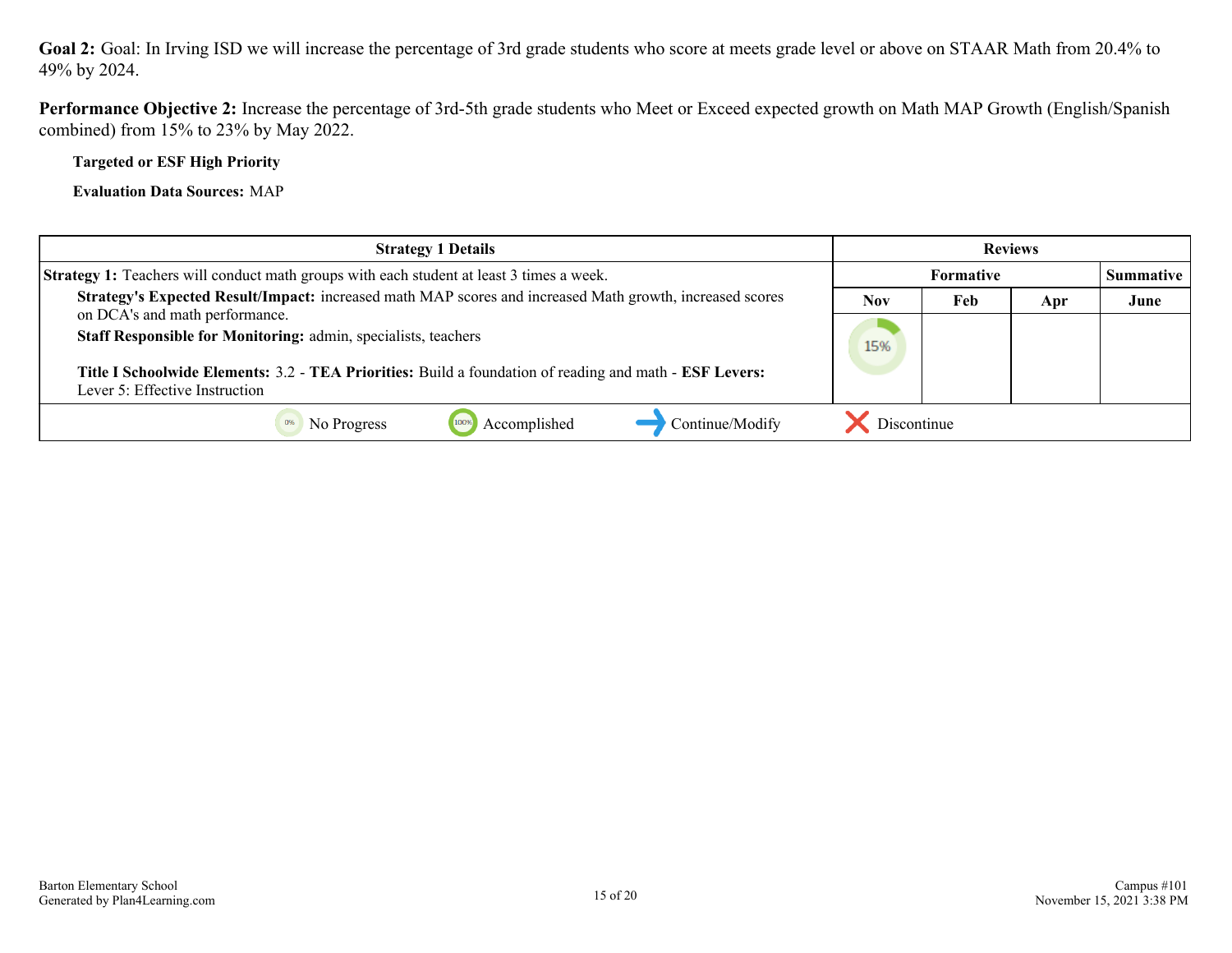**Goal 2:** Goal: In Irving ISD we will increase the percentage of 3rd grade students who score at meets grade level or above on STAAR Math from 20.4% to 49% by 2024.

**Performance Objective 2:** Increase the percentage of 3rd-5th grade students who Meet or Exceed expected growth on Math MAP Growth (English/Spanish combined) from 15% to 23% by May 2022.

**Targeted or ESF High Priority**

**Evaluation Data Sources:** MAP

| Strategy 1 Details | Reviews | | | |
|---|---|---|---|---|
| | Formative | | | Summative |
| | Nov | Feb | Apr | June |
| **Strategy 1:** Teachers will conduct math groups with each student at least 3 times a week.<br>**Strategy's Expected Result/Impact:** increased math MAP scores and increased Math growth, increased scores on DCA's and math performance.<br>**Staff Responsible for Monitoring:** admin, specialists, teachers<br><br>**Title I Schoolwide Elements:** 3.2 - **TEA Priorities:** Build a foundation of reading and math - **ESF Levers:** Lever 5: Effective Instruction | 15% | | | |

0% No Progress | 100% Accomplished | Continue/Modify | Discontinue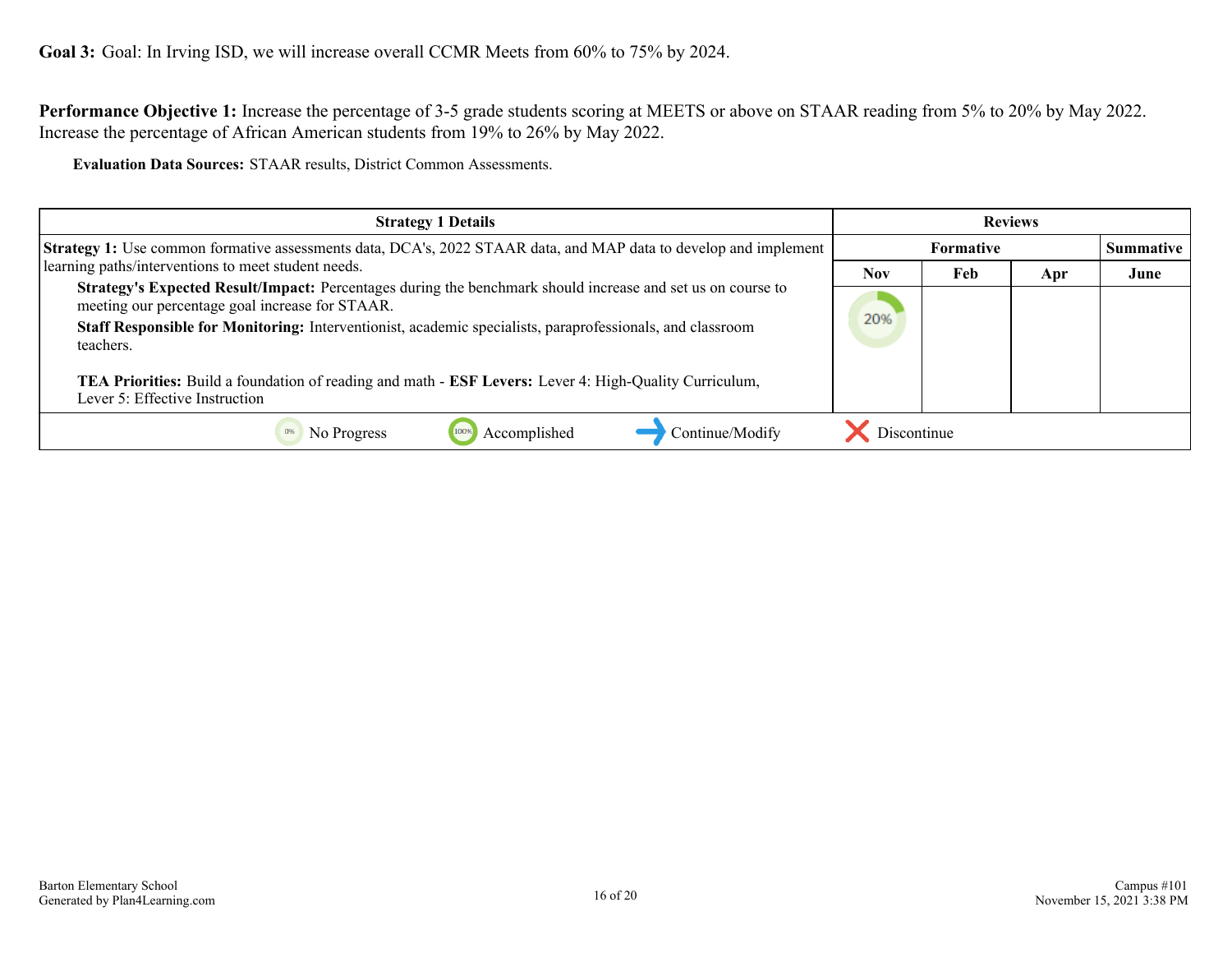**Goal 3:** Goal: In Irving ISD, we will increase overall CCMR Meets from 60% to 75% by 2024.

**Performance Objective 1:** Increase the percentage of 3-5 grade students scoring at MEETS or above on STAAR reading from 5% to 20% by May 2022. Increase the percentage of African American students from 19% to 26% by May 2022.

**Evaluation Data Sources:** STAAR results, District Common Assessments.

| Strategy 1 Details | Reviews | | | |
|---|---|---|---|---|
| | Formative | | | Summative |
| | Nov | Feb | Apr | June |
| **Strategy 1:** Use common formative assessments data, DCA's, 2022 STAAR data, and MAP data to develop and implement learning paths/interventions to meet student needs.<br>**Strategy's Expected Result/Impact:** Percentages during the benchmark should increase and set us on course to meeting our percentage goal increase for STAAR.<br>**Staff Responsible for Monitoring:** Interventionist, academic specialists, paraprofessionals, and classroom teachers.<br><br>**TEA Priorities:** Build a foundation of reading and math - **ESF Levers:** Lever 4: High-Quality Curriculum, Lever 5: Effective Instruction | 20% | | | |

0% No Progress | 100% Accomplished | → Continue/Modify | ✗ Discontinue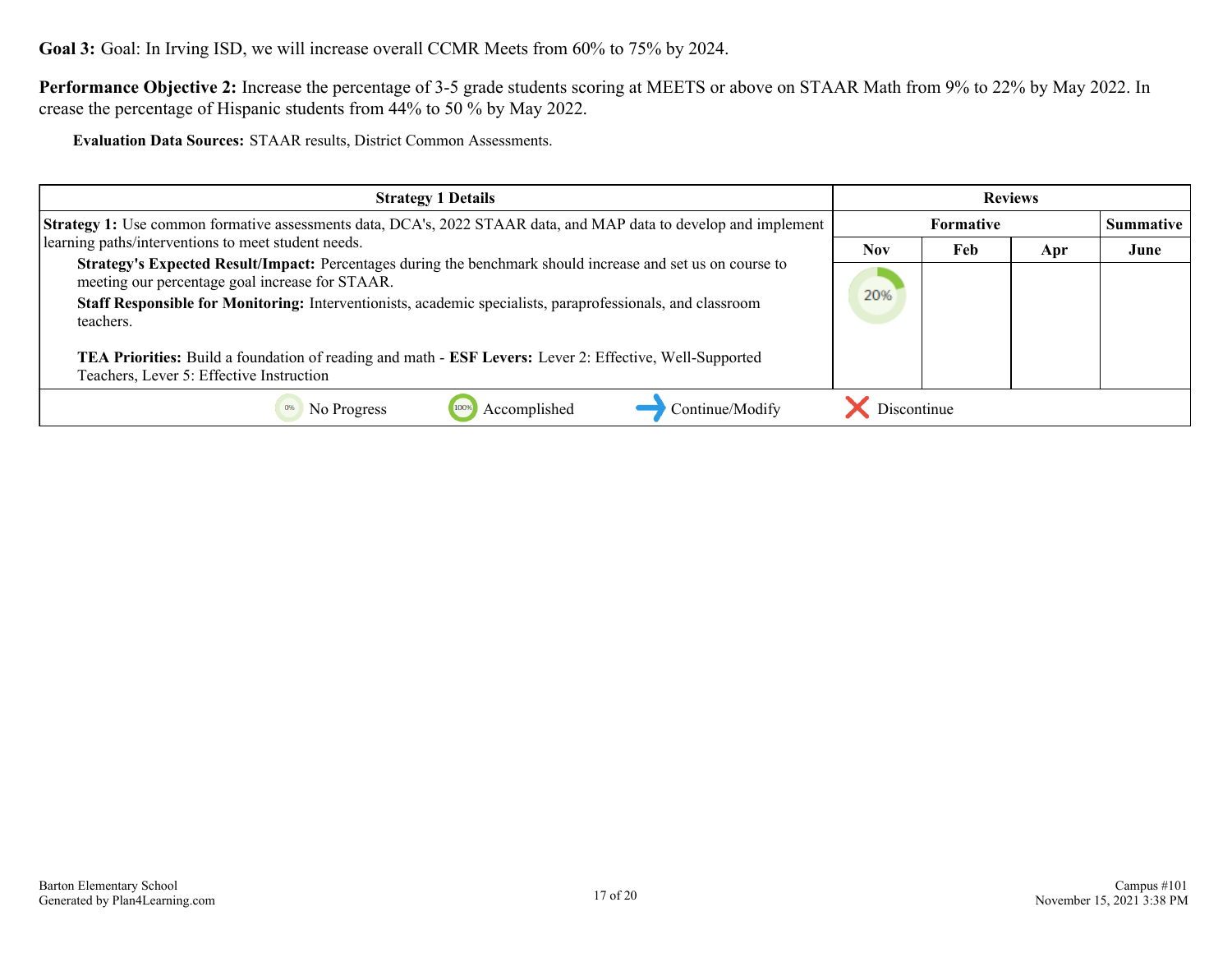**Goal 3:** Goal: In Irving ISD, we will increase overall CCMR Meets from 60% to 75% by 2024.

**Performance Objective 2:** Increase the percentage of 3-5 grade students scoring at MEETS or above on STAAR Math from 9% to 22% by May 2022. In crease the percentage of Hispanic students from 44% to 50 % by May 2022.

**Evaluation Data Sources:** STAAR results, District Common Assessments.

| Strategy 1 Details | Reviews | | | |
|---|---|---|---|---|
| | Formative | | | Summative |
| | Nov | Feb | Apr | June |
| **Strategy 1:** Use common formative assessments data, DCA's, 2022 STAAR data, and MAP data to develop and implement learning paths/interventions to meet student needs.<br>**Strategy's Expected Result/Impact:** Percentages during the benchmark should increase and set us on course to meeting our percentage goal increase for STAAR.<br>**Staff Responsible for Monitoring:** Interventionists, academic specialists, paraprofessionals, and classroom teachers.<br><br>**TEA Priorities:** Build a foundation of reading and math - **ESF Levers:** Lever 2: Effective, Well-Supported Teachers, Lever 5: Effective Instruction | 20% | | | |

0% No Progress | 100% Accomplished | Continue/Modify | Discontinue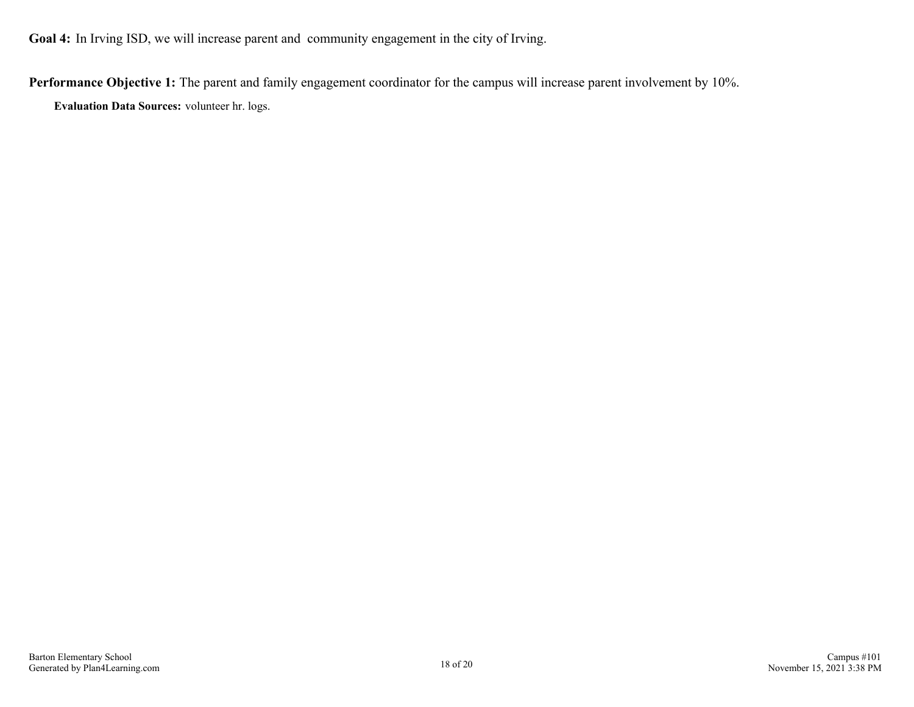**Goal 4:** In Irving ISD, we will increase parent and community engagement in the city of Irving.

**Performance Objective 1:** The parent and family engagement coordinator for the campus will increase parent involvement by 10%.

**Evaluation Data Sources:** volunteer hr. logs.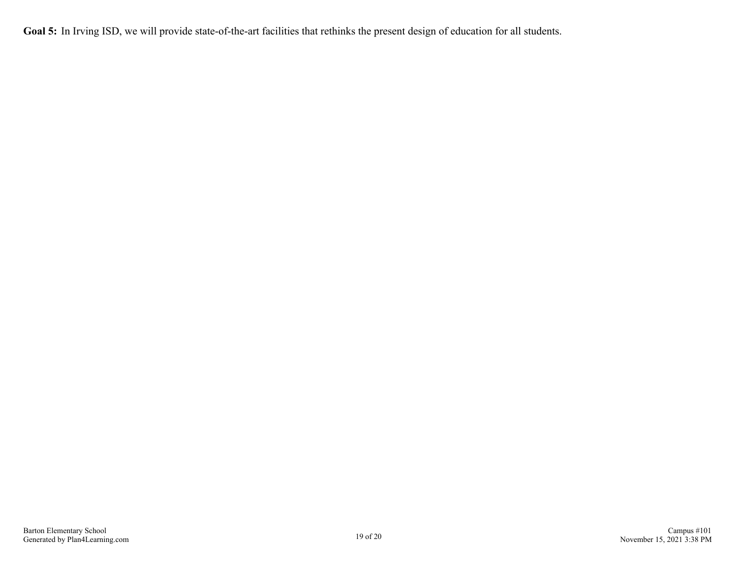**Goal 5:** In Irving ISD, we will provide state-of-the-art facilities that rethinks the present design of education for all students.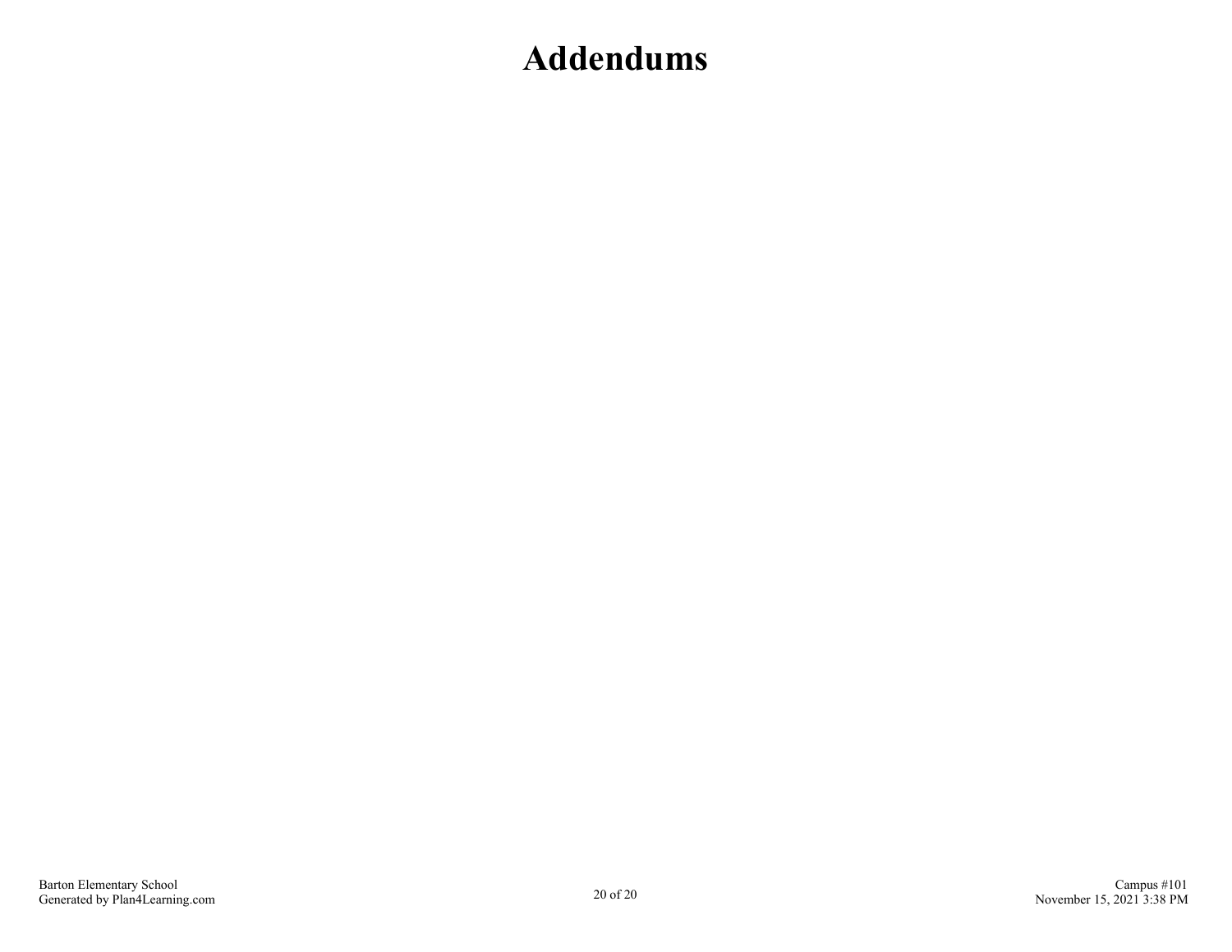# Addendums